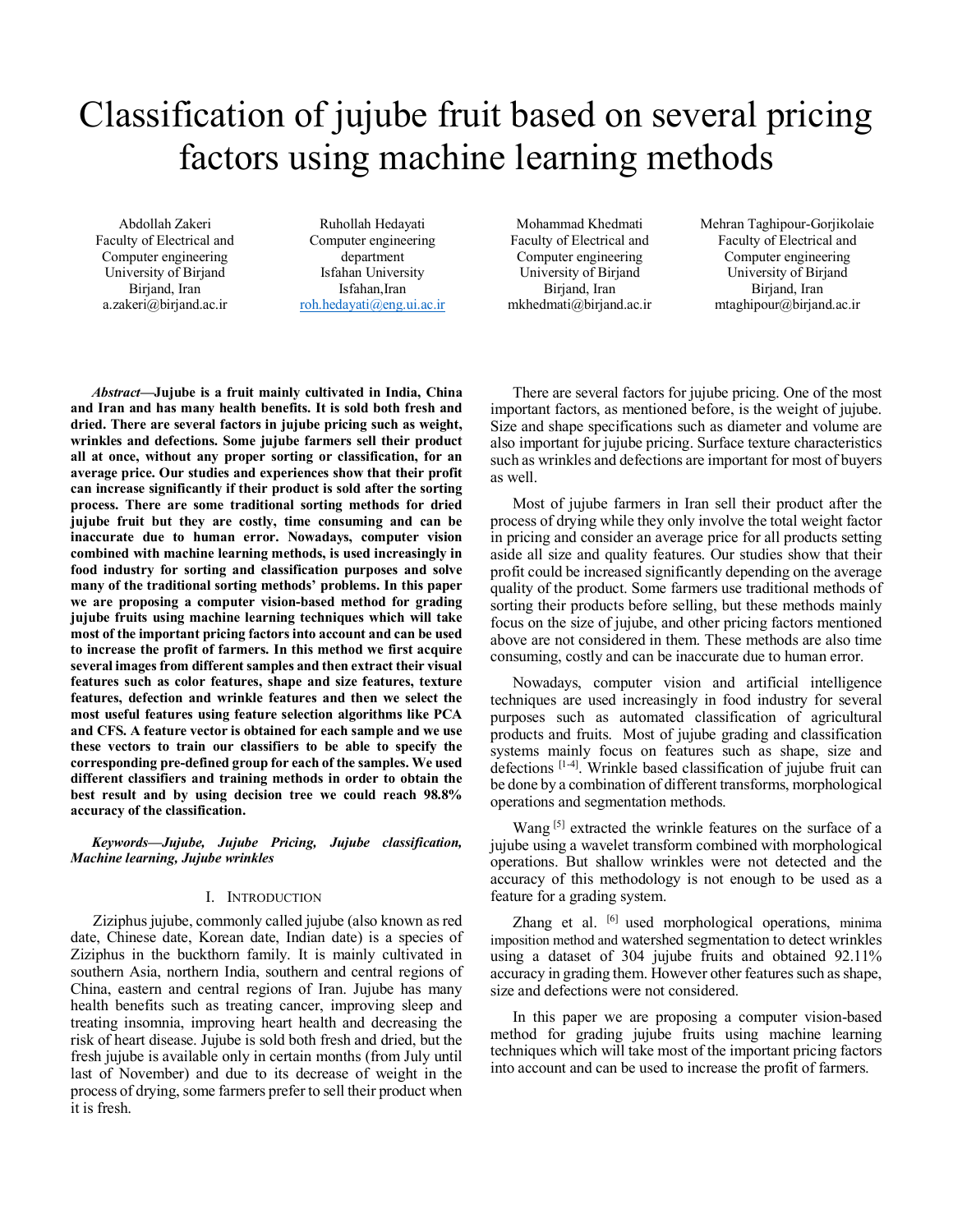# Classification of jujube fruit based on several pricing factors using machine learning methods

Abdollah Zakeri
Faculty of Electrical and Computer engineering
University of Birjand
Birjand, Iran
a.zakeri@birjand.ac.ir

Ruhollah Hedayati
Computer engineering department
Isfahan University
Isfahan,Iran
roh.hedayati@eng.ui.ac.ir

Mohammad Khedmati
Faculty of Electrical and Computer engineering
University of Birjand
Birjand, Iran
mkhedmati@birjand.ac.ir

Mehran Taghipour-Gorjikolaie
Faculty of Electrical and Computer engineering
University of Birjand
Birjand, Iran
mtaghipour@birjand.ac.ir

***Abstract*—Jujube is a fruit mainly cultivated in India, China and Iran and has many health benefits. It is sold both fresh and dried. There are several factors in jujube pricing such as weight, wrinkles and defections. Some jujube farmers sell their product all at once, without any proper sorting or classification, for an average price. Our studies and experiences show that their profit can increase significantly if their product is sold after the sorting process. There are some traditional sorting methods for dried jujube fruit but they are costly, time consuming and can be inaccurate due to human error. Nowadays, computer vision combined with machine learning methods, is used increasingly in food industry for sorting and classification purposes and solve many of the traditional sorting methods' problems. In this paper we are proposing a computer vision-based method for grading jujube fruits using machine learning techniques which will take most of the important pricing factors into account and can be used to increase the profit of farmers. In this method we first acquire several images from different samples and then extract their visual features such as color features, shape and size features, texture features, defection and wrinkle features and then we select the most useful features using feature selection algorithms like PCA and CFS. A feature vector is obtained for each sample and we use these vectors to train our classifiers to be able to specify the corresponding pre-defined group for each of the samples. We used different classifiers and training methods in order to obtain the best result and by using decision tree we could reach 98.8% accuracy of the classification.**

***Keywords—Jujube, Jujube Pricing, Jujube classification, Machine learning, Jujube wrinkles***

## I. Introduction

Ziziphus jujube, commonly called jujube (also known as red date, Chinese date, Korean date, Indian date) is a species of Ziziphus in the buckthorn family. It is mainly cultivated in southern Asia, northern India, southern and central regions of China, eastern and central regions of Iran. Jujube has many health benefits such as treating cancer, improving sleep and treating insomnia, improving heart health and decreasing the risk of heart disease. Jujube is sold both fresh and dried, but the fresh jujube is available only in certain months (from July until last of November) and due to its decrease of weight in the process of drying, some farmers prefer to sell their product when it is fresh.

There are several factors for jujube pricing. One of the most important factors, as mentioned before, is the weight of jujube. Size and shape specifications such as diameter and volume are also important for jujube pricing. Surface texture characteristics such as wrinkles and defections are important for most of buyers as well.

Most of jujube farmers in Iran sell their product after the process of drying while they only involve the total weight factor in pricing and consider an average price for all products setting aside all size and quality features. Our studies show that their profit could be increased significantly depending on the average quality of the product. Some farmers use traditional methods of sorting their products before selling, but these methods mainly focus on the size of jujube, and other pricing factors mentioned above are not considered in them. These methods are also time consuming, costly and can be inaccurate due to human error.

Nowadays, computer vision and artificial intelligence techniques are used increasingly in food industry for several purposes such as automated classification of agricultural products and fruits. Most of jujube grading and classification systems mainly focus on features such as shape, size and defections [1-4]. Wrinkle based classification of jujube fruit can be done by a combination of different transforms, morphological operations and segmentation methods.

Wang [5] extracted the wrinkle features on the surface of a jujube using a wavelet transform combined with morphological operations. But shallow wrinkles were not detected and the accuracy of this methodology is not enough to be used as a feature for a grading system.

Zhang et al. [6] used morphological operations, minima imposition method and watershed segmentation to detect wrinkles using a dataset of 304 jujube fruits and obtained 92.11% accuracy in grading them. However other features such as shape, size and defections were not considered.

In this paper we are proposing a computer vision-based method for grading jujube fruits using machine learning techniques which will take most of the important pricing factors into account and can be used to increase the profit of farmers.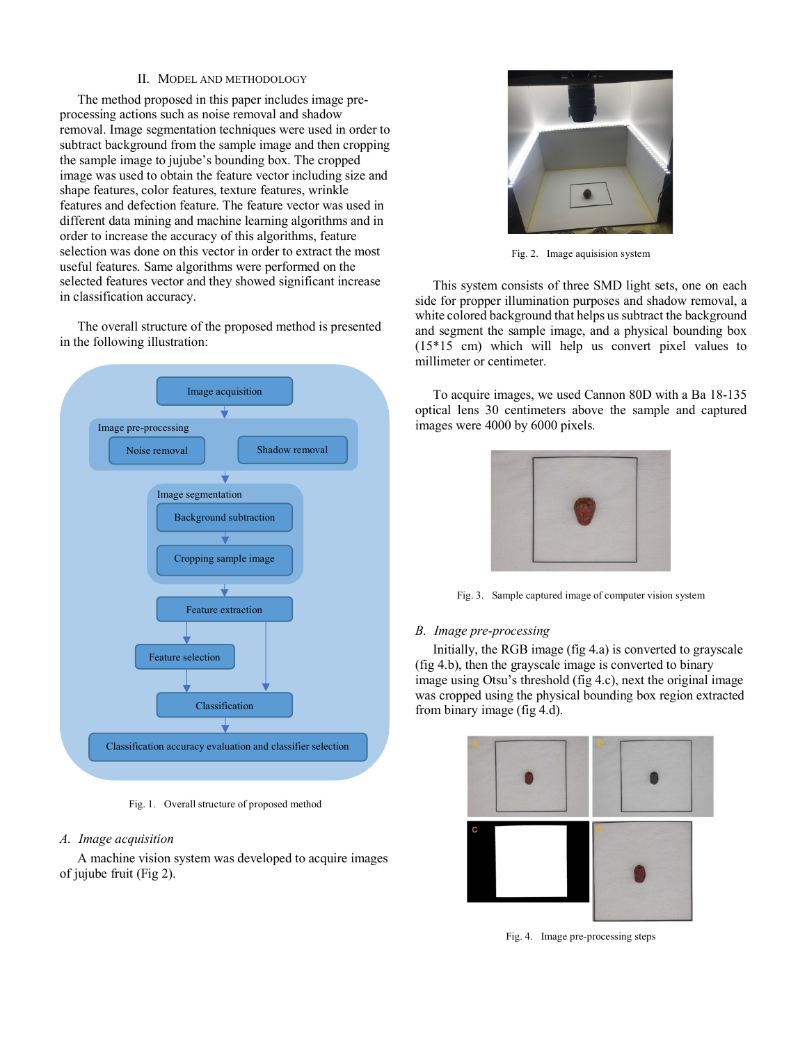## II. MODEL AND METHODOLOGY

The method proposed in this paper includes image pre-processing actions such as noise removal and shadow removal. Image segmentation techniques were used in order to subtract background from the sample image and then cropping the sample image to jujube's bounding box. The cropped image was used to obtain the feature vector including size and shape features, color features, texture features, wrinkle features and defection feature. The feature vector was used in different data mining and machine learning algorithms and in order to increase the accuracy of this algorithms, feature selection was done on this vector in order to extract the most useful features. Same algorithms were performed on the selected features vector and they showed significant increase in classification accuracy.

The overall structure of the proposed method is presented in the following illustration:

Fig. 1. Overall structure of proposed method

### A. Image acquisition

A machine vision system was developed to acquire images of jujube fruit (Fig 2).

Fig. 2. Image aquisision system

This system consists of three SMD light sets, one on each side for propper illumination purposes and shadow removal, a white colored background that helps us subtract the background and segment the sample image, and a physical bounding box (15*15 cm) which will help us convert pixel values to millimeter or centimeter.

To acquire images, we used Cannon 80D with a Ba 18-135 optical lens 30 centimeters above the sample and captured images were 4000 by 6000 pixels.

Fig. 3. Sample captured image of computer vision system

### B. Image pre-processing

Initially, the RGB image (fig 4.a) is converted to grayscale (fig 4.b), then the grayscale image is converted to binary image using Otsu's threshold (fig 4.c), next the original image was cropped using the physical bounding box region extracted from binary image (fig 4.d).

Fig. 4. Image pre-processing steps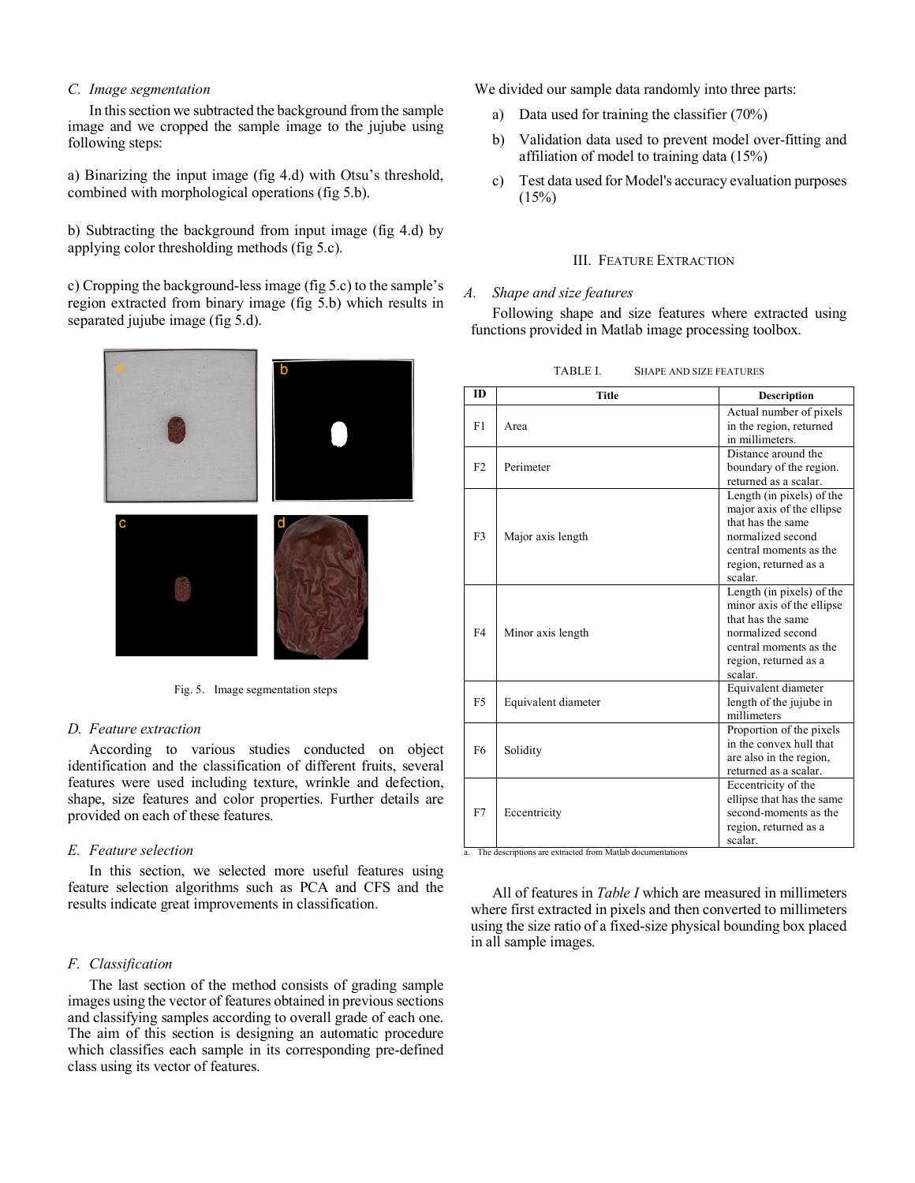### C. Image segmentation

In this section we subtracted the background from the sample image and we cropped the sample image to the jujube using following steps:

a) Binarizing the input image (fig 4.d) with Otsu's threshold, combined with morphological operations (fig 5.b).

b) Subtracting the background from input image (fig 4.d) by applying color thresholding methods (fig 5.c).

c) Cropping the background-less image (fig 5.c) to the sample's region extracted from binary image (fig 5.b) which results in separated jujube image (fig 5.d).

Fig. 5. Image segmentation steps

### D. Feature extraction

According to various studies conducted on object identification and the classification of different fruits, several features were used including texture, wrinkle and defection, shape, size features and color properties. Further details are provided on each of these features.

### E. Feature selection

In this section, we selected more useful features using feature selection algorithms such as PCA and CFS and the results indicate great improvements in classification.

### F. Classification

The last section of the method consists of grading sample images using the vector of features obtained in previous sections and classifying samples according to overall grade of each one. The aim of this section is designing an automatic procedure which classifies each sample in its corresponding pre-defined class using its vector of features.

We divided our sample data randomly into three parts:

a) Data used for training the classifier (70%)

b) Validation data used to prevent model over-fitting and affiliation of model to training data (15%)

c) Test data used for Model's accuracy evaluation purposes (15%)

## III. Feature Extraction

### A. Shape and size features

Following shape and size features where extracted using functions provided in Matlab image processing toolbox.

TABLE I. SHAPE AND SIZE FEATURES

| ID | Title | Description |
|---|---|---|
| F1 | Area | Actual number of pixels in the region, returned in millimeters. |
| F2 | Perimeter | Distance around the boundary of the region. returned as a scalar. |
| F3 | Major axis length | Length (in pixels) of the major axis of the ellipse that has the same normalized second central moments as the region, returned as a scalar. |
| F4 | Minor axis length | Length (in pixels) of the minor axis of the ellipse that has the same normalized second central moments as the region, returned as a scalar. |
| F5 | Equivalent diameter | Equivalent diameter length of the jujube in millimeters |
| F6 | Solidity | Proportion of the pixels in the convex hull that are also in the region, returned as a scalar. |
| F7 | Eccentricity | Eccentricity of the ellipse that has the same second-moments as the region, returned as a scalar. |

a. The descriptions are extracted from Matlab documentations

All of features in *Table I* which are measured in millimeters where first extracted in pixels and then converted to millimeters using the size ratio of a fixed-size physical bounding box placed in all sample images.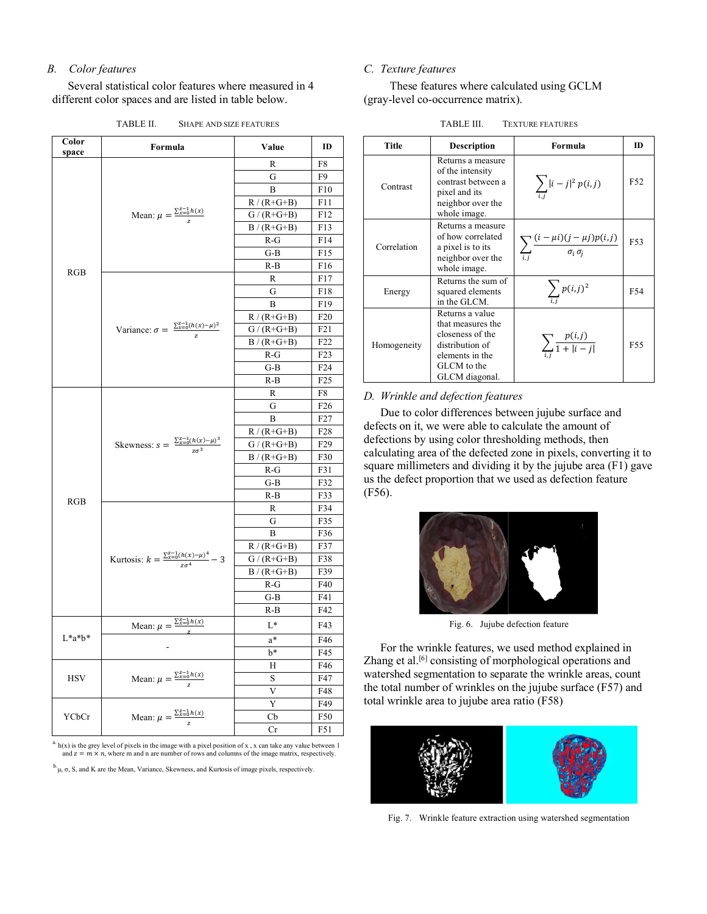## B. Color features

Several statistical color features where measured in 4 different color spaces and are listed in table below.

TABLE II. SHAPE AND SIZE FEATURES

| Color space | Formula | Value | ID |
|---|---|---|---|
| RGB | Mean: $\mu = \frac{\sum_{x=0}^{z-1} h(x)}{z}$ | R | F8 |
| | | G | F9 |
| | | B | F10 |
| | | R / (R+G+B) | F11 |
| | | G / (R+G+B) | F12 |
| | | B / (R+G+B) | F13 |
| | | R-G | F14 |
| | | G-B | F15 |
| | | R-B | F16 |
| | Variance: $\sigma = \frac{\sum_{x=0}^{z-1} (h(x)-\mu)^2}{z}$ | R | F17 |
| | | G | F18 |
| | | B | F19 |
| | | R / (R+G+B) | F20 |
| | | G / (R+G+B) | F21 |
| | | B / (R+G+B) | F22 |
| | | R-G | F23 |
| | | G-B | F24 |
| | | R-B | F25 |
| RGB | Skewness: $s = \frac{\sum_{x=0}^{z-1} (h(x)-\mu)^3}{z\sigma^3}$ | R | F8 |
| | | G | F26 |
| | | B | F27 |
| | | R / (R+G+B) | F28 |
| | | G / (R+G+B) | F29 |
| | | B / (R+G+B) | F30 |
| | | R-G | F31 |
| | | G-B | F32 |
| | | R-B | F33 |
| | Kurtosis: $k = \frac{\sum_{x=0}^{z-1} (h(x)-\mu)^4}{z\sigma^4} - 3$ | R | F34 |
| | | G | F35 |
| | | B | F36 |
| | | R / (R+G+B) | F37 |
| | | G / (R+G+B) | F38 |
| | | B / (R+G+B) | F39 |
| | | R-G | F40 |
| | | G-B | F41 |
| | | R-B | F42 |
| L*a*b* | Mean: $\mu = \frac{\sum_{x=0}^{z-1} h(x)}{z}$ | L* | F43 |
| | - | a* | F46 |
| | | b* | F45 |
| HSV | Mean: $\mu = \frac{\sum_{x=0}^{z-1} h(x)}{z}$ | H | F46 |
| | | S | F47 |
| | | V | F48 |
| YCbCr | Mean: $\mu = \frac{\sum_{x=0}^{z-1} h(x)}{z}$ | Y | F49 |
| | | Cb | F50 |
| | | Cr | F51 |

a. h(x) is the grey level of pixels in the image with a pixel position of x , x can take any value between 1 and $z = m \times n$, where m and n are number of rows and columns of the image matrix, respectively.

b. μ, σ, S, and K are the Mean, Variance, Skewness, and Kurtosis of image pixels, respectively.

## C. Texture features

These features where calculated using GCLM (gray-level co-occurrence matrix).

TABLE III. TEXTURE FEATURES

| Title | Description | Formula | ID |
|---|---|---|---|
| Contrast | Returns a measure of the intensity contrast between a pixel and its neighbor over the whole image. | $\sum_{i,j} \lvert i-j \rvert^2 \, p(i,j)$ | F52 |
| Correlation | Returns a measure of how correlated a pixel is to its neighbor over the whole image. | $\sum_{i,j} \frac{(i-\mu i)(j-\mu j)p(i,j)}{\sigma_i \, \sigma_j}$ | F53 |
| Energy | Returns the sum of squared elements in the GLCM. | $\sum_{i,j} p(i,j)^2$ | F54 |
| Homogeneity | Returns a value that measures the closeness of the distribution of elements in the GLCM to the GLCM diagonal. | $\sum_{i,j} \frac{p(i,j)}{1+\lvert i-j \rvert}$ | F55 |

## D. Wrinkle and defection features

Due to color differences between jujube surface and defects on it, we were able to calculate the amount of defections by using color thresholding methods, then calculating area of the defected zone in pixels, converting it to square millimeters and dividing it by the jujube area (F1) gave us the defect proportion that we used as defection feature (F56).

Fig. 6. Jujube defection feature

For the wrinkle features, we used method explained in Zhang et al.[6] consisting of morphological operations and watershed segmentation to separate the wrinkle areas, count the total number of wrinkles on the jujube surface (F57) and total wrinkle area to jujube area ratio (F58)

Fig. 7. Wrinkle feature extraction using watershed segmentation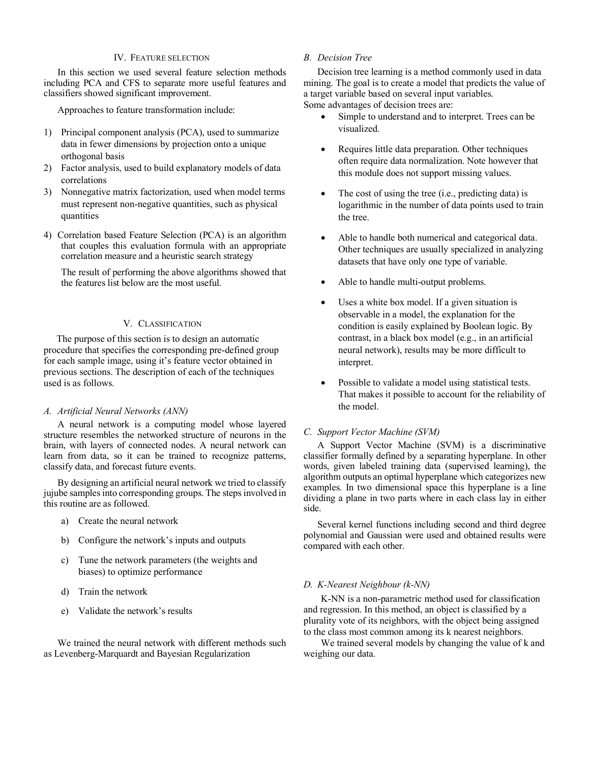## IV. Feature selection

In this section we used several feature selection methods including PCA and CFS to separate more useful features and classifiers showed significant improvement.

Approaches to feature transformation include:

1) Principal component analysis (PCA), used to summarize data in fewer dimensions by projection onto a unique orthogonal basis
2) Factor analysis, used to build explanatory models of data correlations
3) Nonnegative matrix factorization, used when model terms must represent non-negative quantities, such as physical quantities
4) Correlation based Feature Selection (PCA) is an algorithm that couples this evaluation formula with an appropriate correlation measure and a heuristic search strategy

The result of performing the above algorithms showed that the features list below are the most useful.

## V. Classification

The purpose of this section is to design an automatic procedure that specifies the corresponding pre-defined group for each sample image, using it's feature vector obtained in previous sections. The description of each of the techniques used is as follows.

### *A. Artificial Neural Networks (ANN)*

A neural network is a computing model whose layered structure resembles the networked structure of neurons in the brain, with layers of connected nodes. A neural network can learn from data, so it can be trained to recognize patterns, classify data, and forecast future events.

By designing an artificial neural network we tried to classify jujube samples into corresponding groups. The steps involved in this routine are as followed.

a) Create the neural network
b) Configure the network's inputs and outputs
c) Tune the network parameters (the weights and biases) to optimize performance
d) Train the network
e) Validate the network's results

We trained the neural network with different methods such as Levenberg-Marquardt and Bayesian Regularization

### *B. Decision Tree*

Decision tree learning is a method commonly used in data mining. The goal is to create a model that predicts the value of a target variable based on several input variables.
Some advantages of decision trees are:

- Simple to understand and to interpret. Trees can be visualized.
- Requires little data preparation. Other techniques often require data normalization. Note however that this module does not support missing values.
- The cost of using the tree (i.e., predicting data) is logarithmic in the number of data points used to train the tree.
- Able to handle both numerical and categorical data. Other techniques are usually specialized in analyzing datasets that have only one type of variable.
- Able to handle multi-output problems.
- Uses a white box model. If a given situation is observable in a model, the explanation for the condition is easily explained by Boolean logic. By contrast, in a black box model (e.g., in an artificial neural network), results may be more difficult to interpret.
- Possible to validate a model using statistical tests. That makes it possible to account for the reliability of the model.

### *C. Support Vector Machine (SVM)*

A Support Vector Machine (SVM) is a discriminative classifier formally defined by a separating hyperplane. In other words, given labeled training data (supervised learning), the algorithm outputs an optimal hyperplane which categorizes new examples. In two dimensional space this hyperplane is a line dividing a plane in two parts where in each class lay in either side.

Several kernel functions including second and third degree polynomial and Gaussian were used and obtained results were compared with each other.

### *D. K-Nearest Neighbour (k-NN)*

K-NN is a non-parametric method used for classification and regression. In this method, an object is classified by a plurality vote of its neighbors, with the object being assigned to the class most common among its k nearest neighbors.

We trained several models by changing the value of k and weighing our data.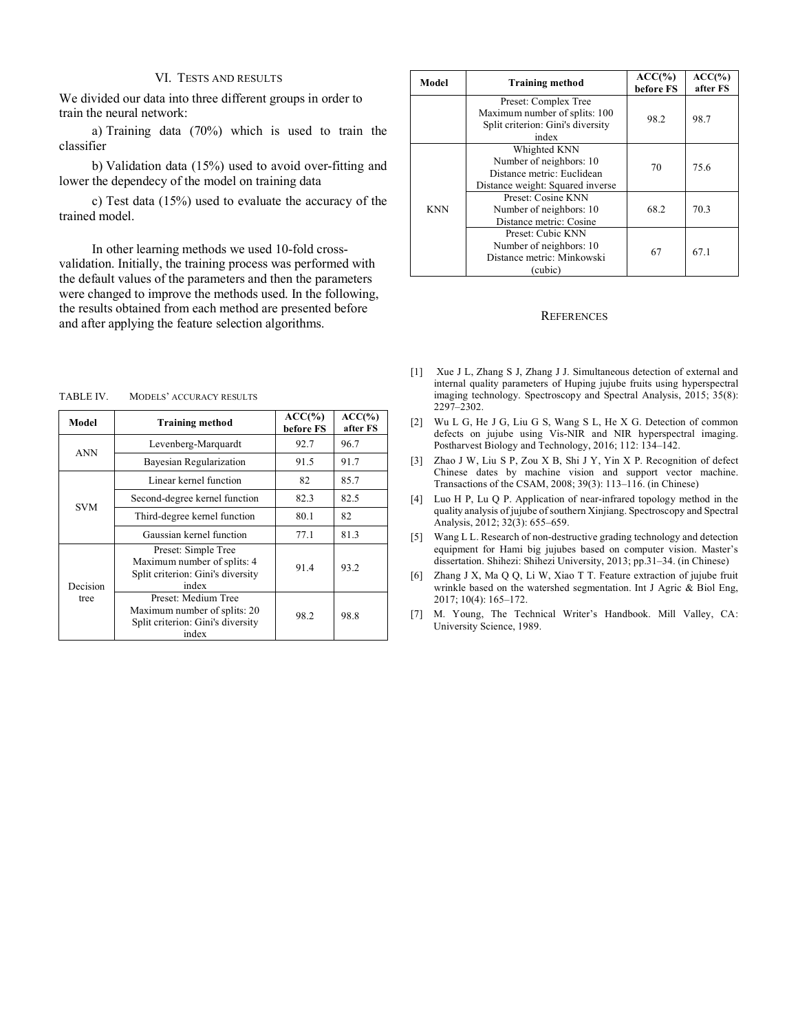## VI. Tests and Results

We divided our data into three different groups in order to train the neural network:

a) Training data (70%) which is used to train the classifier

b) Validation data (15%) used to avoid over-fitting and lower the dependecy of the model on training data

c) Test data (15%) used to evaluate the accuracy of the trained model.

In other learning methods we used 10-fold cross-validation. Initially, the training process was performed with the default values of the parameters and then the parameters were changed to improve the methods used. In the following, the results obtained from each method are presented before and after applying the feature selection algorithms.

TABLE IV. MODELS' ACCURACY RESULTS

| Model | Training method | ACC(%) before FS | ACC(%) after FS |
|---|---|---|---|
| ANN | Levenberg-Marquardt | 92.7 | 96.7 |
| | Bayesian Regularization | 91.5 | 91.7 |
| SVM | Linear kernel function | 82 | 85.7 |
| | Second-degree kernel function | 82.3 | 82.5 |
| | Third-degree kernel function | 80.1 | 82 |
| | Gaussian kernel function | 77.1 | 81.3 |
| Decision tree | Preset: Simple Tree Maximum number of splits: 4 Split criterion: Gini's diversity index | 91.4 | 93.2 |
| | Preset: Medium Tree Maximum number of splits: 20 Split criterion: Gini's diversity index | 98.2 | 98.8 |
| | Preset: Complex Tree Maximum number of splits: 100 Split criterion: Gini's diversity index | 98.2 | 98.7 |
| KNN | Whighted KNN Number of neighbors: 10 Distance metric: Euclidean Distance weight: Squared inverse | 70 | 75.6 |
| | Preset: Cosine KNN Number of neighbors: 10 Distance metric: Cosine | 68.2 | 70.3 |
| | Preset: Cubic KNN Number of neighbors: 10 Distance metric: Minkowski (cubic) | 67 | 67.1 |

## References

[1] Xue J L, Zhang S J, Zhang J J. Simultaneous detection of external and internal quality parameters of Huping jujube fruits using hyperspectral imaging technology. Spectroscopy and Spectral Analysis, 2015; 35(8): 2297–2302.

[2] Wu L G, He J G, Liu G S, Wang S L, He X G. Detection of common defects on jujube using Vis-NIR and NIR hyperspectral imaging. Postharvest Biology and Technology, 2016; 112: 134–142.

[3] Zhao J W, Liu S P, Zou X B, Shi J Y, Yin X P. Recognition of defect Chinese dates by machine vision and support vector machine. Transactions of the CSAM, 2008; 39(3): 113–116. (in Chinese)

[4] Luo H P, Lu Q P. Application of near-infrared topology method in the quality analysis of jujube of southern Xinjiang. Spectroscopy and Spectral Analysis, 2012; 32(3): 655–659.

[5] Wang L L. Research of non-destructive grading technology and detection equipment for Hami big jujubes based on computer vision. Master's dissertation. Shihezi: Shihezi University, 2013; pp.31–34. (in Chinese)

[6] Zhang J X, Ma Q Q, Li W, Xiao T T. Feature extraction of jujube fruit wrinkle based on the watershed segmentation. Int J Agric & Biol Eng, 2017; 10(4): 165–172.

[7] M. Young, The Technical Writer's Handbook. Mill Valley, CA: University Science, 1989.